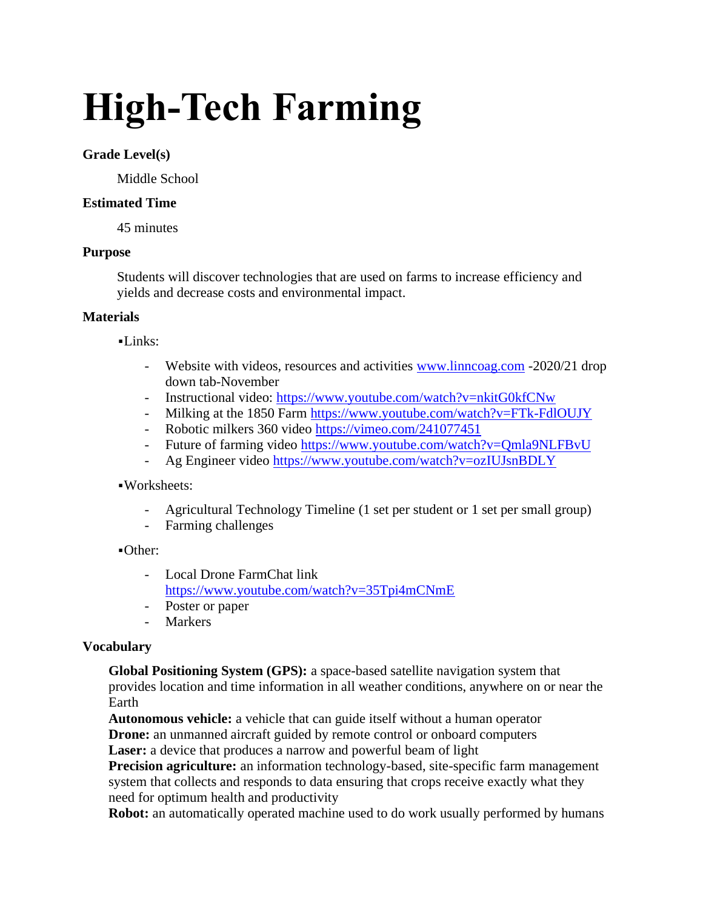# High-Tech Farming

**Grade Level(s)**

Middle School

**Estimated Time**

45 minutes

**Purpose**

Students will discover technologies that are used on farms to increase efficiency and yields and decrease costs and environmental impact.

**Materials**

▪Links:

- Website with videos, resources and activities www.linncoag.com -2020/21 drop down tab-November
- Instructional video: https://www.youtube.com/watch?v=nkitG0kfCNw
- Milking at the 1850 Farm https://www.youtube.com/watch?v=FTk-FdlOUJY
- Robotic milkers 360 video https://vimeo.com/241077451
- Future of farming video https://www.youtube.com/watch?v=Qmla9NLFBvU
- Ag Engineer video https://www.youtube.com/watch?v=ozIUJsnBDLY

▪Worksheets:

- Agricultural Technology Timeline (1 set per student or 1 set per small group)
- Farming challenges

▪Other:

- Local Drone FarmChat link https://www.youtube.com/watch?v=35Tpi4mCNmE
- Poster or paper
- Markers

**Vocabulary**

**Global Positioning System (GPS):** a space-based satellite navigation system that provides location and time information in all weather conditions, anywhere on or near the Earth
**Autonomous vehicle:** a vehicle that can guide itself without a human operator
**Drone:** an unmanned aircraft guided by remote control or onboard computers
**Laser:** a device that produces a narrow and powerful beam of light
**Precision agriculture:** an information technology-based, site-specific farm management system that collects and responds to data ensuring that crops receive exactly what they need for optimum health and productivity
**Robot:** an automatically operated machine used to do work usually performed by humans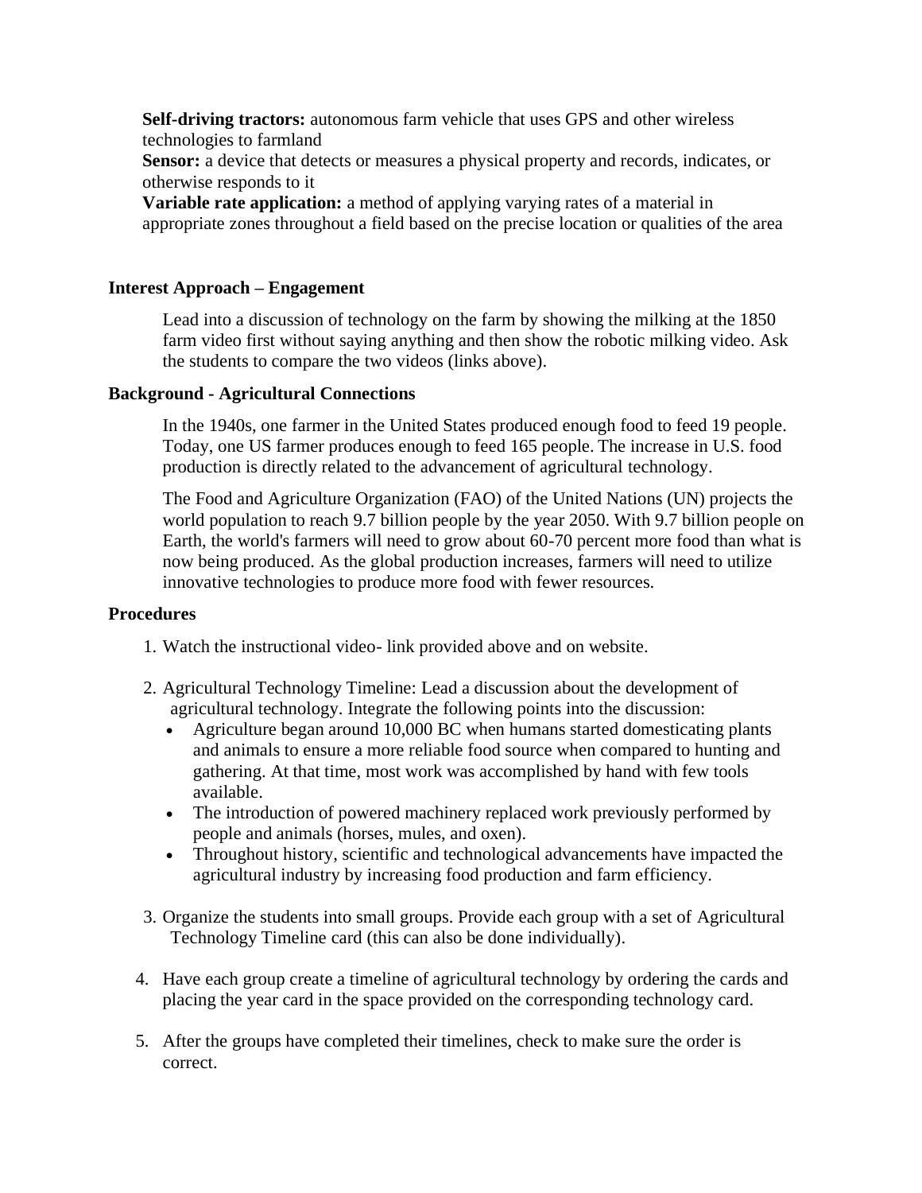**Self-driving tractors:** autonomous farm vehicle that uses GPS and other wireless technologies to farmland

**Sensor:** a device that detects or measures a physical property and records, indicates, or otherwise responds to it

**Variable rate application:** a method of applying varying rates of a material in appropriate zones throughout a field based on the precise location or qualities of the area

### Interest Approach – Engagement

Lead into a discussion of technology on the farm by showing the milking at the 1850 farm video first without saying anything and then show the robotic milking video. Ask the students to compare the two videos (links above).

### Background - Agricultural Connections

In the 1940s, one farmer in the United States produced enough food to feed 19 people. Today, one US farmer produces enough to feed 165 people. The increase in U.S. food production is directly related to the advancement of agricultural technology.

The Food and Agriculture Organization (FAO) of the United Nations (UN) projects the world population to reach 9.7 billion people by the year 2050. With 9.7 billion people on Earth, the world's farmers will need to grow about 60-70 percent more food than what is now being produced. As the global production increases, farmers will need to utilize innovative technologies to produce more food with fewer resources.

### Procedures

1. Watch the instructional video- link provided above and on website.

2. Agricultural Technology Timeline: Lead a discussion about the development of agricultural technology. Integrate the following points into the discussion:
   - Agriculture began around 10,000 BC when humans started domesticating plants and animals to ensure a more reliable food source when compared to hunting and gathering. At that time, most work was accomplished by hand with few tools available.
   - The introduction of powered machinery replaced work previously performed by people and animals (horses, mules, and oxen).
   - Throughout history, scientific and technological advancements have impacted the agricultural industry by increasing food production and farm efficiency.

3. Organize the students into small groups. Provide each group with a set of Agricultural Technology Timeline card (this can also be done individually).

4. Have each group create a timeline of agricultural technology by ordering the cards and placing the year card in the space provided on the corresponding technology card.

5. After the groups have completed their timelines, check to make sure the order is correct.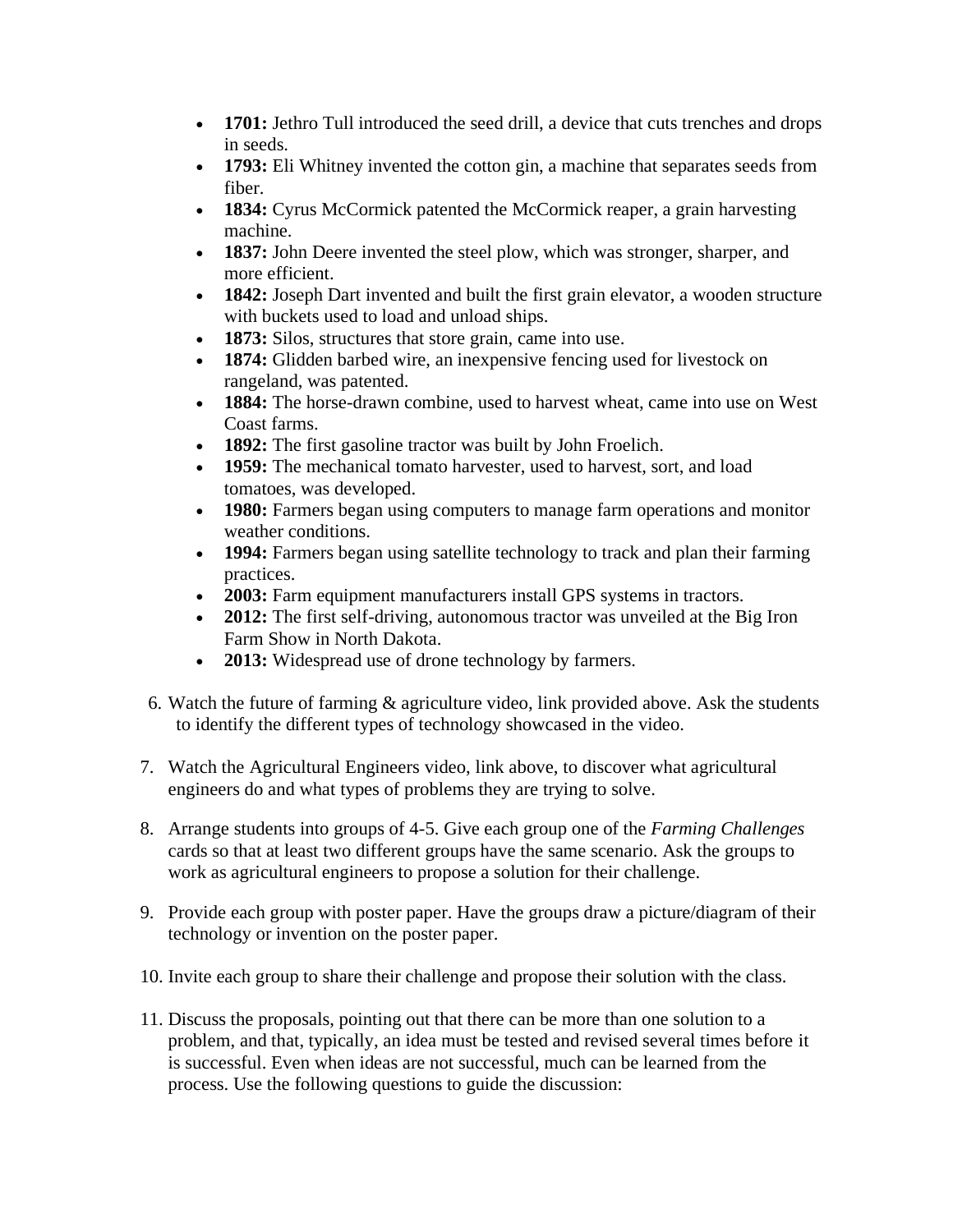- **1701:** Jethro Tull introduced the seed drill, a device that cuts trenches and drops in seeds.
- **1793:** Eli Whitney invented the cotton gin, a machine that separates seeds from fiber.
- **1834:** Cyrus McCormick patented the McCormick reaper, a grain harvesting machine.
- **1837:** John Deere invented the steel plow, which was stronger, sharper, and more efficient.
- **1842:** Joseph Dart invented and built the first grain elevator, a wooden structure with buckets used to load and unload ships.
- **1873:** Silos, structures that store grain, came into use.
- **1874:** Glidden barbed wire, an inexpensive fencing used for livestock on rangeland, was patented.
- **1884:** The horse-drawn combine, used to harvest wheat, came into use on West Coast farms.
- **1892:** The first gasoline tractor was built by John Froelich.
- **1959:** The mechanical tomato harvester, used to harvest, sort, and load tomatoes, was developed.
- **1980:** Farmers began using computers to manage farm operations and monitor weather conditions.
- **1994:** Farmers began using satellite technology to track and plan their farming practices.
- **2003:** Farm equipment manufacturers install GPS systems in tractors.
- **2012:** The first self-driving, autonomous tractor was unveiled at the Big Iron Farm Show in North Dakota.
- **2013:** Widespread use of drone technology by farmers.

6. Watch the future of farming & agriculture video, link provided above. Ask the students to identify the different types of technology showcased in the video.

7. Watch the Agricultural Engineers video, link above, to discover what agricultural engineers do and what types of problems they are trying to solve.

8. Arrange students into groups of 4-5. Give each group one of the *Farming Challenges* cards so that at least two different groups have the same scenario. Ask the groups to work as agricultural engineers to propose a solution for their challenge.

9. Provide each group with poster paper. Have the groups draw a picture/diagram of their technology or invention on the poster paper.

10. Invite each group to share their challenge and propose their solution with the class.

11. Discuss the proposals, pointing out that there can be more than one solution to a problem, and that, typically, an idea must be tested and revised several times before it is successful. Even when ideas are not successful, much can be learned from the process. Use the following questions to guide the discussion: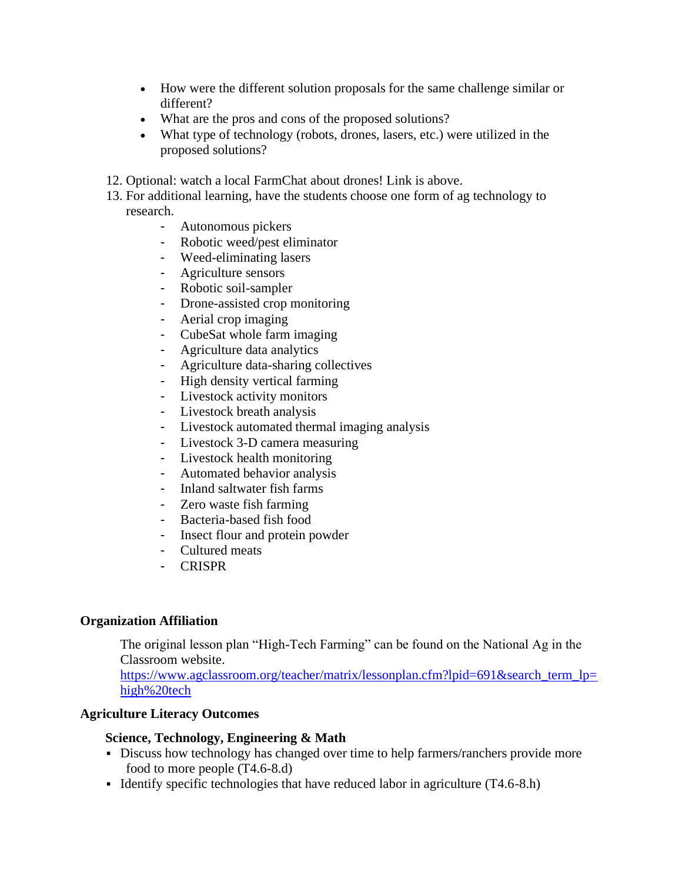- How were the different solution proposals for the same challenge similar or different?
- What are the pros and cons of the proposed solutions?
- What type of technology (robots, drones, lasers, etc.) were utilized in the proposed solutions?

12. Optional: watch a local FarmChat about drones! Link is above.
13. For additional learning, have the students choose one form of ag technology to research.
    - Autonomous pickers
    - Robotic weed/pest eliminator
    - Weed-eliminating lasers
    - Agriculture sensors
    - Robotic soil-sampler
    - Drone-assisted crop monitoring
    - Aerial crop imaging
    - CubeSat whole farm imaging
    - Agriculture data analytics
    - Agriculture data-sharing collectives
    - High density vertical farming
    - Livestock activity monitors
    - Livestock breath analysis
    - Livestock automated thermal imaging analysis
    - Livestock 3-D camera measuring
    - Livestock health monitoring
    - Automated behavior analysis
    - Inland saltwater fish farms
    - Zero waste fish farming
    - Bacteria-based fish food
    - Insect flour and protein powder
    - Cultured meats
    - CRISPR

**Organization Affiliation**

The original lesson plan "High-Tech Farming" can be found on the National Ag in the Classroom website.
https://www.agclassroom.org/teacher/matrix/lessonplan.cfm?lpid=691&search_term_lp=high%20tech

**Agriculture Literacy Outcomes**

**Science, Technology, Engineering & Math**

- Discuss how technology has changed over time to help farmers/ranchers provide more food to more people (T4.6-8.d)
- Identify specific technologies that have reduced labor in agriculture (T4.6-8.h)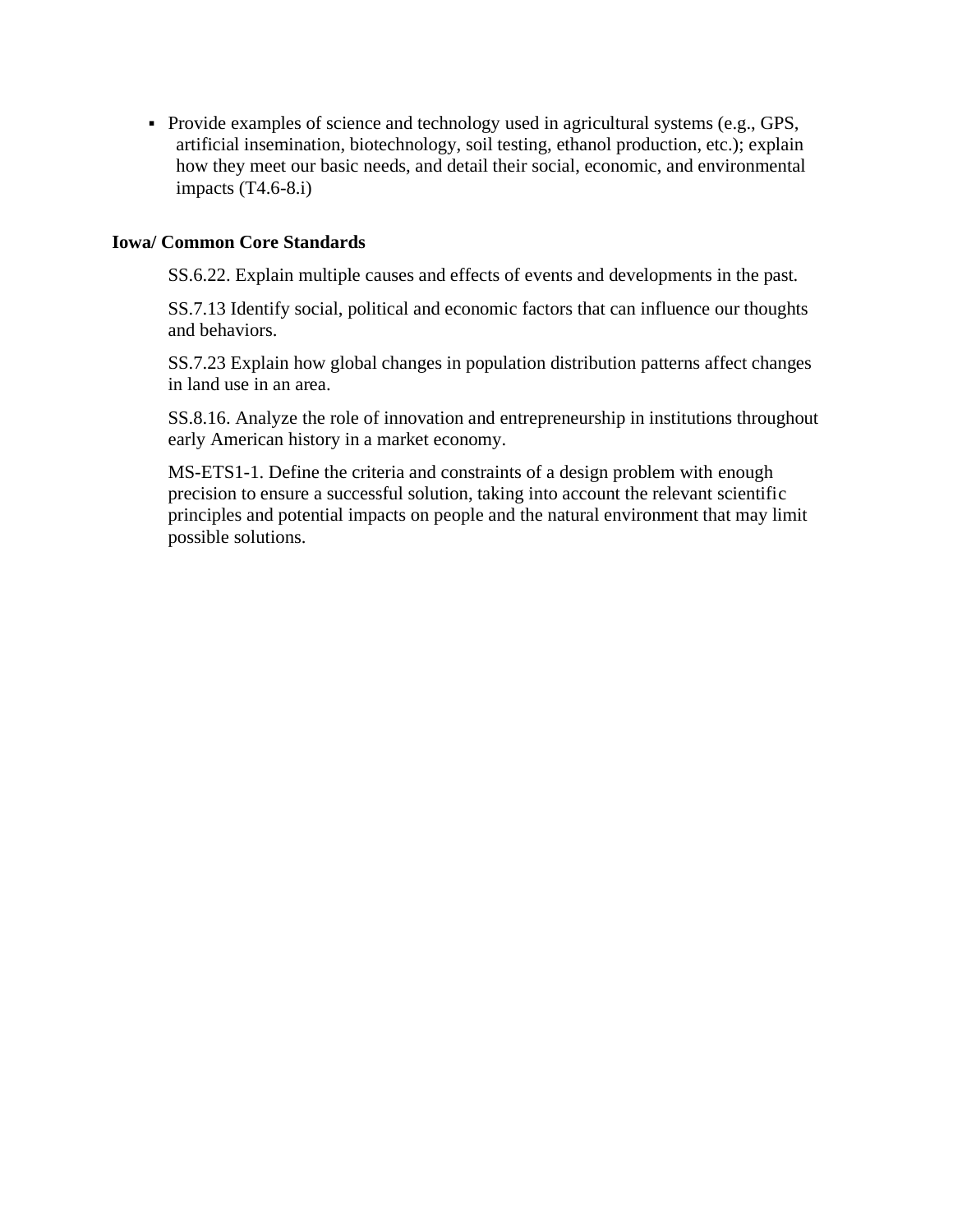- Provide examples of science and technology used in agricultural systems (e.g., GPS, artificial insemination, biotechnology, soil testing, ethanol production, etc.); explain how they meet our basic needs, and detail their social, economic, and environmental impacts (T4.6-8.i)

**Iowa/ Common Core Standards**

SS.6.22. Explain multiple causes and effects of events and developments in the past.

SS.7.13 Identify social, political and economic factors that can influence our thoughts and behaviors.

SS.7.23 Explain how global changes in population distribution patterns affect changes in land use in an area.

SS.8.16. Analyze the role of innovation and entrepreneurship in institutions throughout early American history in a market economy.

MS-ETS1-1. Define the criteria and constraints of a design problem with enough precision to ensure a successful solution, taking into account the relevant scientific principles and potential impacts on people and the natural environment that may limit possible solutions.